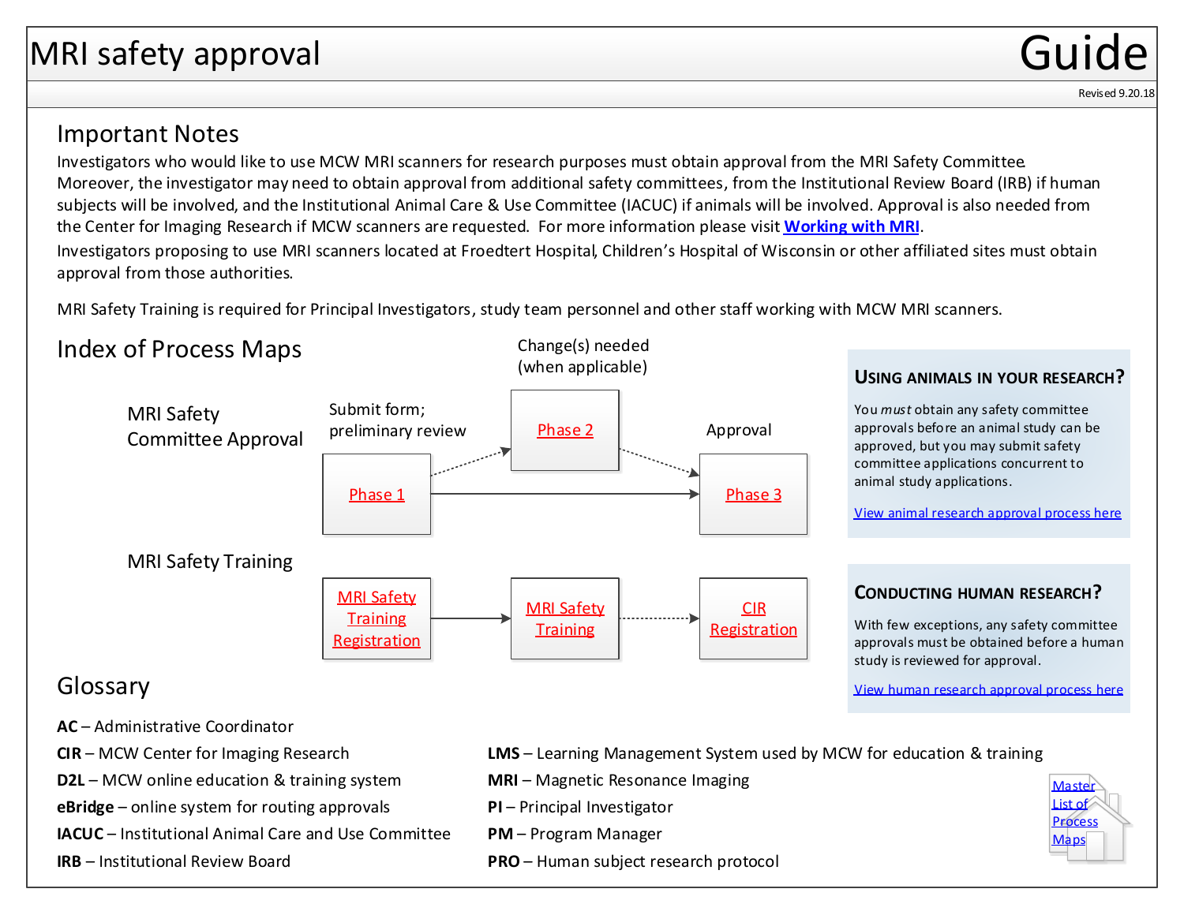# MRI safety approval

# Guide

Revised 9.20.18

## Important Notes

Investigators who would like to use MCW MRI scanners for research purposes must obtain approval from the MRI Safety Committee. Moreover, the investigator may need to obtain approval from additional safety committees, from the Institutional Review Board (IRB) if human subjects will be involved, and the Institutional Animal Care & Use Committee (IACUC) if animals will be involved. Approval is also needed from the Center for Imaging Research if MCW scanners are requested. For more information please visit **Working with MRI**.

Investigators proposing to use MRI scanners located at Froedtert Hospital, Children's Hospital of Wisconsin or other affiliated sites must obtain approval from those authorities.

MRI Safety Training is required for Principal Investigators, study team personnel and other staff working with MCW MRI scanners.

## Index of Process Maps

**MRI Safety Committee Approval**

- Phase 1 (Submit form; preliminary review) → Phase 2 (Change(s) needed (when applicable)) → Phase 3 (Approval)
- Phase 1 → Phase 3

**MRI Safety Training**

- MRI Safety Training Registration → MRI Safety Training → CIR Registration

### Using animals in your research?

You *must* obtain any safety committee approvals before an animal study can be approved, but you may submit safety committee applications concurrent to animal study applications.

View animal research approval process here

### Conducting human research?

With few exceptions, any safety committee approvals must be obtained before a human study is reviewed for approval.

View human research approval process here

## Glossary

**AC** – Administrative Coordinator

**CIR** – MCW Center for Imaging Research

**D2L** – MCW online education & training system

**eBridge** – online system for routing approvals

**IACUC** – Institutional Animal Care and Use Committee

**IRB** – Institutional Review Board

**LMS** – Learning Management System used by MCW for education & training

**MRI** – Magnetic Resonance Imaging

**PI** – Principal Investigator

**PM** – Program Manager

**PRO** – Human subject research protocol

Master List of Process Maps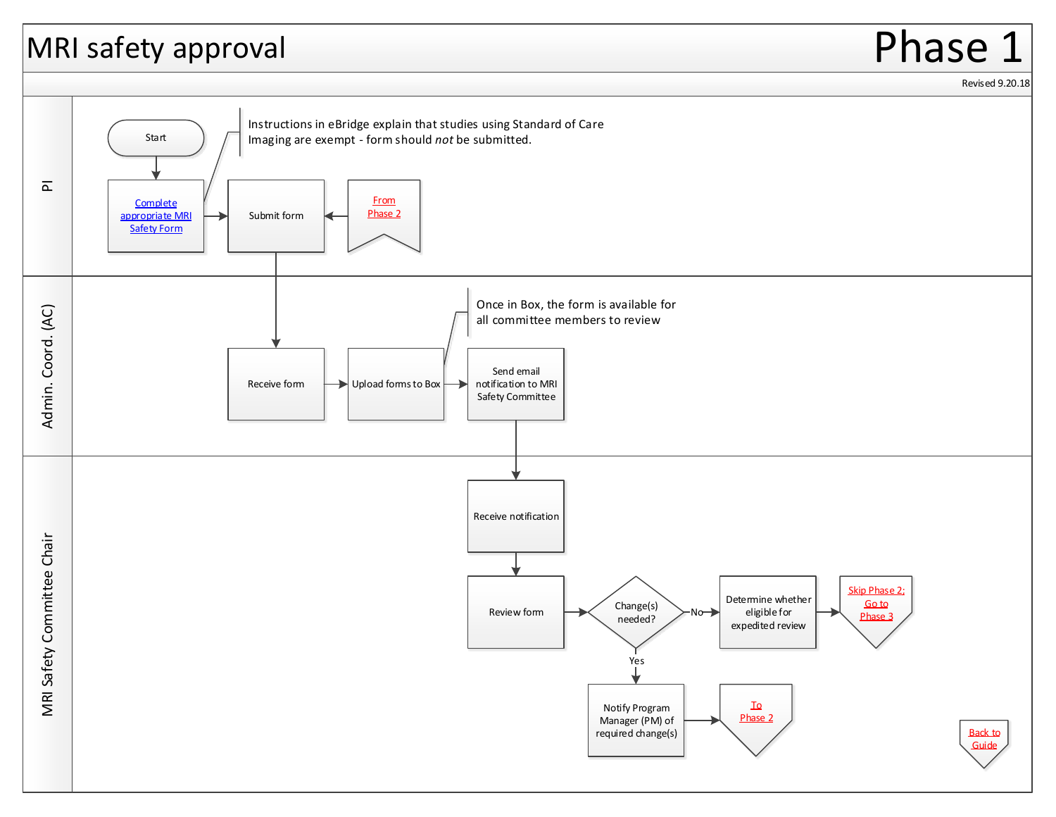# MRI safety approval

# Phase 1

Revised 9.20.18

## PI

- Start
- Complete appropriate MRI Safety Form
- Submit form
- From Phase 2 → Submit form

Instructions in eBridge explain that studies using Standard of Care Imaging are exempt - form should *not* be submitted.

## Admin. Coord. (AC)

- Receive form
- Upload forms to Box
- Send email notification to MRI Safety Committee

Once in Box, the form is available for all committee members to review

## MRI Safety Committee Chair

- Receive notification
- Review form
- Change(s) needed?
  - No → Determine whether eligible for expedited review → Skip Phase 2; Go to Phase 3
  - Yes → Notify Program Manager (PM) of required change(s) → To Phase 2

Back to Guide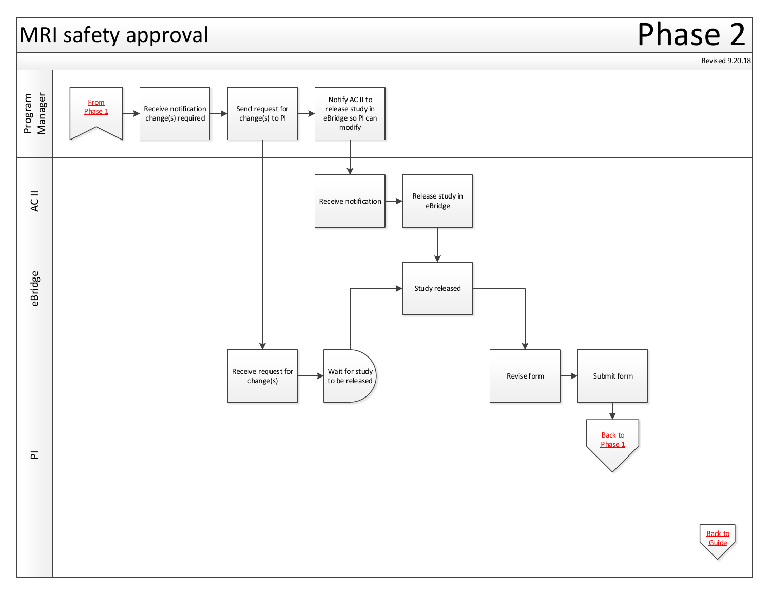# MRI safety approval

## Phase 2

Revised 9.20.18

### Program Manager

- From Phase 1
- Receive notification change(s) required
- Send request for change(s) to PI
- Notify AC II to release study in eBridge so PI can modify

### AC II

- Receive notification
- Release study in eBridge

### eBridge

- Study released

### PI

- Receive request for change(s)
- Wait for study to be released
- Revise form
- Submit form
- Back to Phase 1

Back to Guide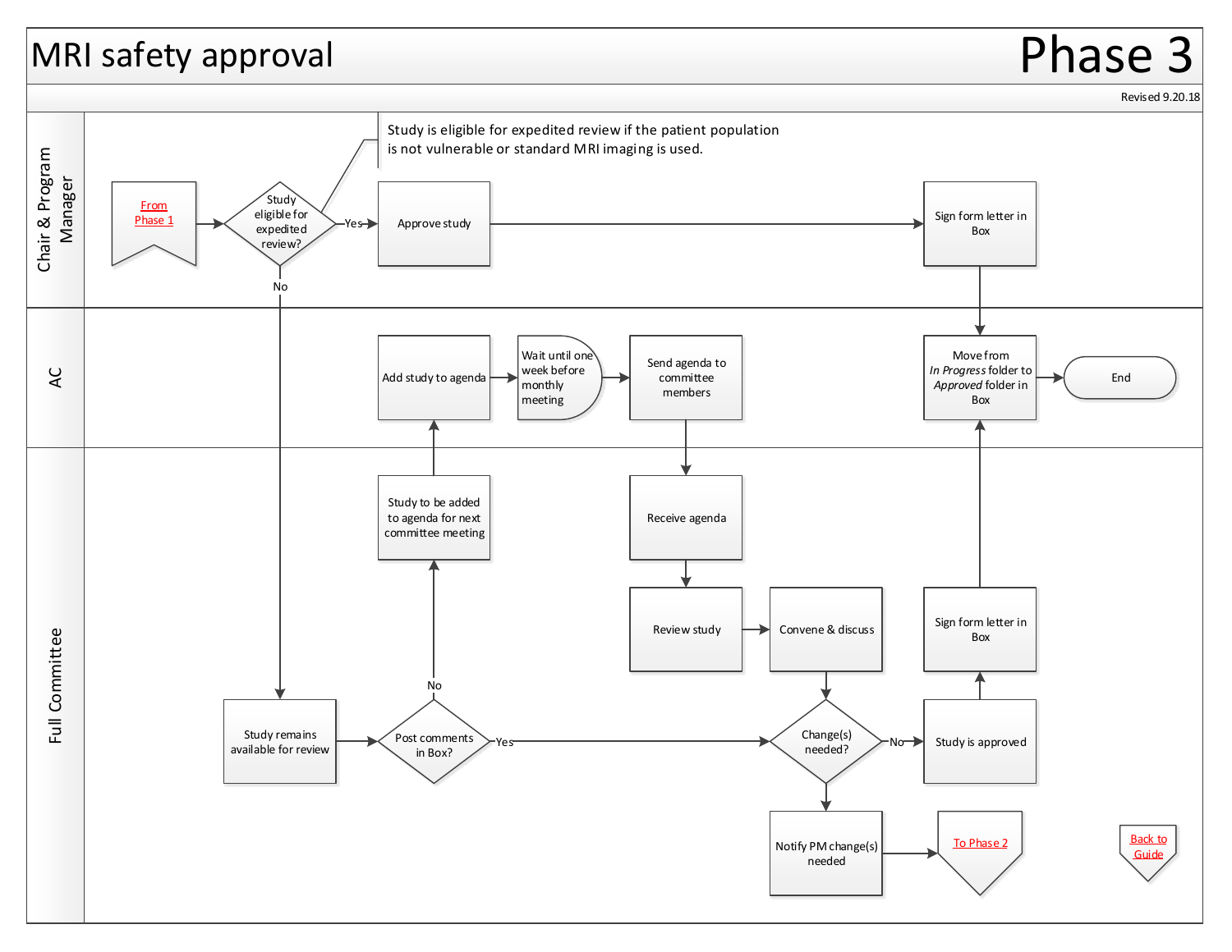# MRI safety approval

# Phase 3

Revised 9.20.18

## Chair & Program Manager

From Phase 1

Study eligible for expedited review?

Study is eligible for expedited review if the patient population is not vulnerable or standard MRI imaging is used.

Yes → Approve study → Sign form letter in Box

No → Study remains available for review

## AC

Add study to agenda → Wait until one week before monthly meeting → Send agenda to committee members

Move from *In Progress* folder to *Approved* folder in Box → End

## Full Committee

Study remains available for review → Post comments in Box?

No → Study to be added to agenda for next committee meeting → Add study to agenda

Yes → Change(s) needed?

Receive agenda → Review study → Convene & discuss → Change(s) needed?

No → Study is approved → Sign form letter in Box → Move from *In Progress* folder to *Approved* folder in Box

Yes → Notify PM change(s) needed → To Phase 2

Back to Guide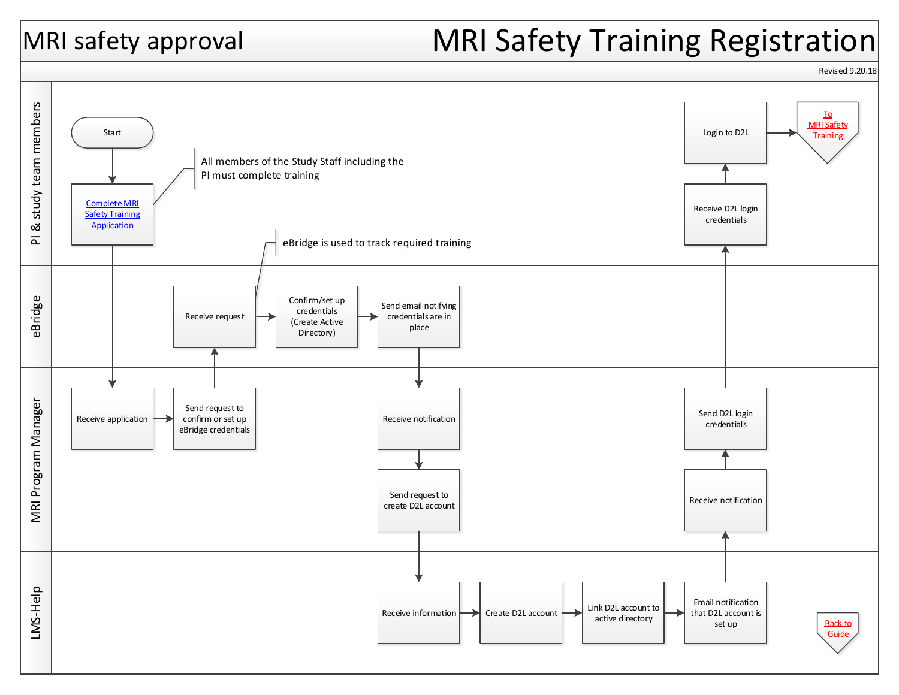# MRI safety approval

# MRI Safety Training Registration

Revised 9.20.18

## PI & study team members

- Start
- Complete MRI Safety Training Application
  - All members of the Study Staff including the PI must complete training
- Receive D2L login credentials
- Login to D2L
- To MRI Safety Training

## eBridge

eBridge is used to track required training

- Receive request
- Confirm/set up credentials (Create Active Directory)
- Send email notifying credentials are in place

## MRI Program Manager

- Receive application
- Send request to confirm or set up eBridge credentials
- Receive notification
- Send request to create D2L account
- Receive notification
- Send D2L login credentials

## LMS-Help

- Receive information
- Create D2L account
- Link D2L account to active directory
- Email notification that D2L account is set up

Back to Guide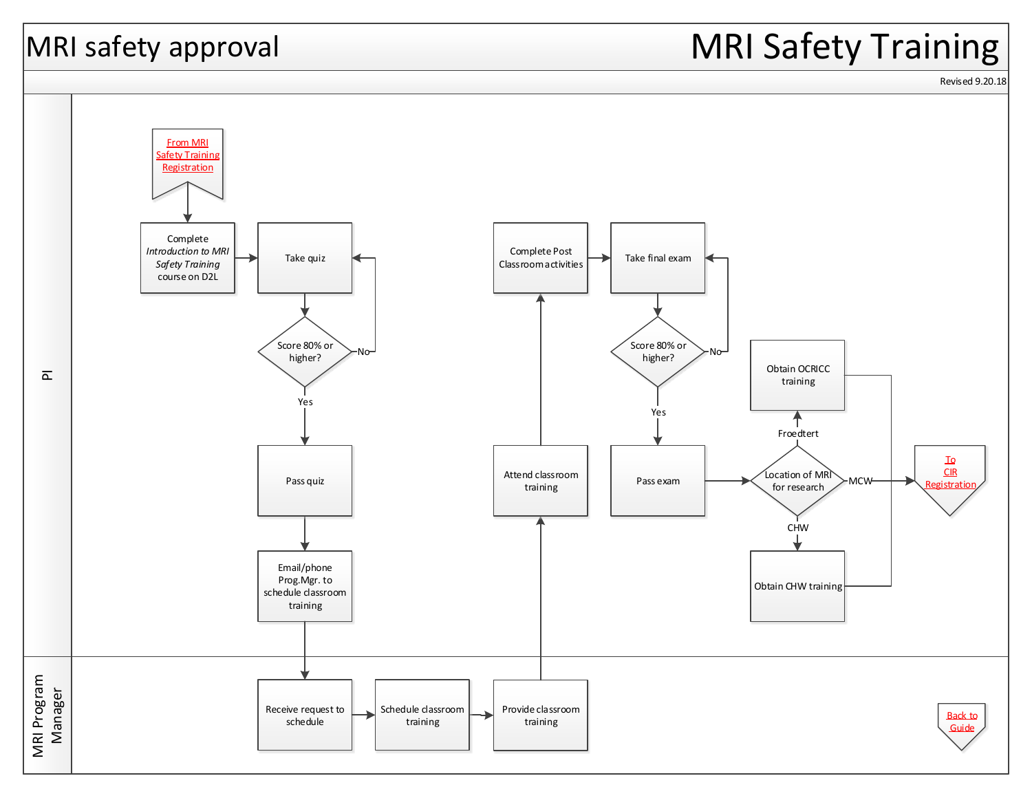# MRI safety approval

# MRI Safety Training

Revised 9.20.18

**PI**

- From MRI Safety Training Registration
- Complete *Introduction to MRI Safety Training* course on D2L
- Take quiz
- Score 80% or higher?
  - No → Take quiz
  - Yes → Pass quiz
- Email/phone Prog.Mgr. to schedule classroom training

**MRI Program Manager**

- Receive request to schedule
- Schedule classroom training
- Provide classroom training

**PI**

- Attend classroom training
- Complete Post Classroom activities
- Take final exam
- Score 80% or higher?
  - No → Take final exam
  - Yes → Pass exam
- Location of MRI for research
  - Froedtert → Obtain OCRICC training → To CIR Registration
  - MCW → To CIR Registration
  - CHW → Obtain CHW training → To CIR Registration

Back to Guide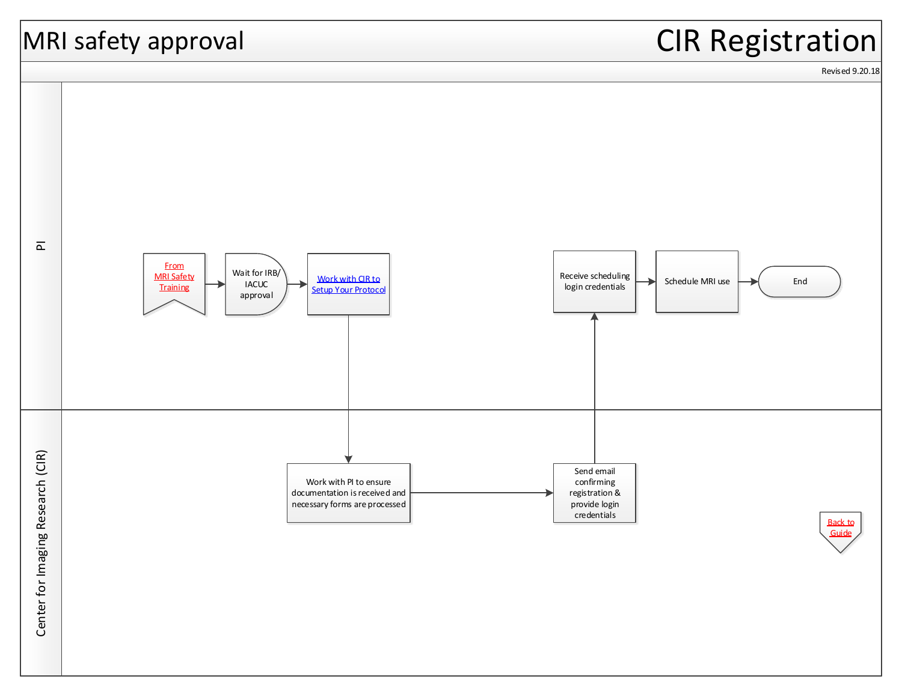# MRI safety approval

# CIR Registration

Revised 9.20.18

## PI

From MRI Safety Training

Wait for IRB/ IACUC approval

Work with CIR to Setup Your Protocol

Receive scheduling login credentials

Schedule MRI use

End

## Center for Imaging Research (CIR)

Work with PI to ensure documentation is received and necessary forms are processed

Send email confirming registration & provide login credentials

Back to Guide